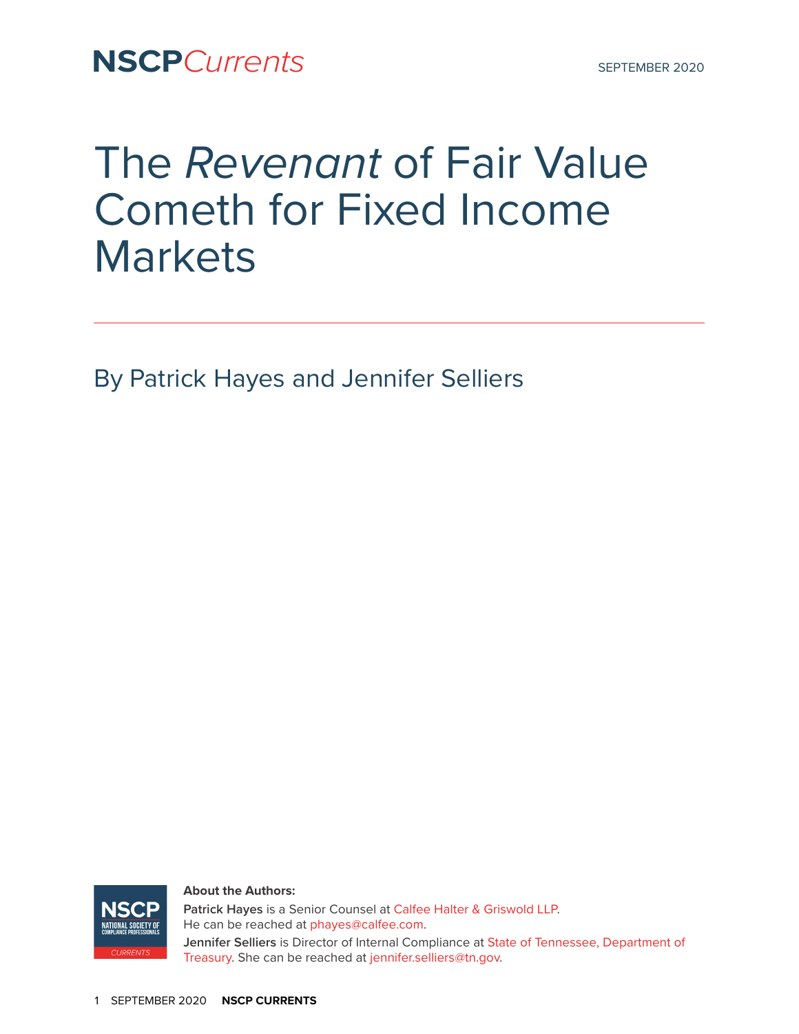NSCP*Currents*

SEPTEMBER 2020

# The *Revenant* of Fair Value Cometh for Fixed Income Markets

By Patrick Hayes and Jennifer Selliers

**About the Authors:**

**Patrick Hayes** is a Senior Counsel at Calfee Halter & Griswold LLP. He can be reached at phayes@calfee.com.

**Jennifer Selliers** is Director of Internal Compliance at State of Tennessee, Department of Treasury. She can be reached at jennifer.selliers@tn.gov.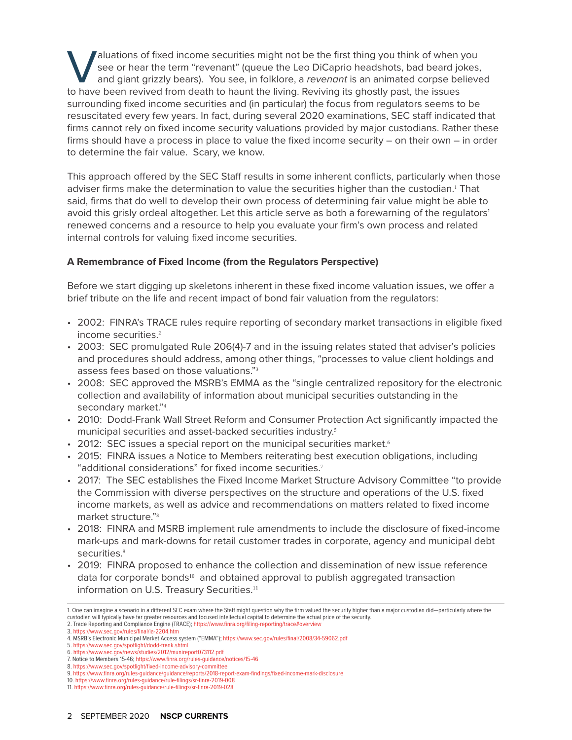Valuations of fixed income securities might not be the first thing you think of when you see or hear the term "revenant" (queue the Leo DiCaprio headshots, bad beard jokes, and giant grizzly bears). You see, in folklore, a *revenant* is an animated corpse believed to have been revived from death to haunt the living. Reviving its ghostly past, the issues surrounding fixed income securities and (in particular) the focus from regulators seems to be resuscitated every few years. In fact, during several 2020 examinations, SEC staff indicated that firms cannot rely on fixed income security valuations provided by major custodians. Rather these firms should have a process in place to value the fixed income security – on their own – in order to determine the fair value. Scary, we know.

This approach offered by the SEC Staff results in some inherent conflicts, particularly when those adviser firms make the determination to value the securities higher than the custodian.[1] That said, firms that do well to develop their own process of determining fair value might be able to avoid this grisly ordeal altogether. Let this article serve as both a forewarning of the regulators' renewed concerns and a resource to help you evaluate your firm's own process and related internal controls for valuing fixed income securities.

**A Remembrance of Fixed Income (from the Regulators Perspective)**

Before we start digging up skeletons inherent in these fixed income valuation issues, we offer a brief tribute on the life and recent impact of bond fair valuation from the regulators:

- 2002: FINRA's TRACE rules require reporting of secondary market transactions in eligible fixed income securities.[2]
- 2003: SEC promulgated Rule 206(4)-7 and in the issuing relates stated that adviser's policies and procedures should address, among other things, "processes to value client holdings and assess fees based on those valuations."[3]
- 2008: SEC approved the MSRB's EMMA as the "single centralized repository for the electronic collection and availability of information about municipal securities outstanding in the secondary market."[4]
- 2010: Dodd-Frank Wall Street Reform and Consumer Protection Act significantly impacted the municipal securities and asset-backed securities industry.[5]
- 2012: SEC issues a special report on the municipal securities market.[6]
- 2015: FINRA issues a Notice to Members reiterating best execution obligations, including "additional considerations" for fixed income securities.[7]
- 2017: The SEC establishes the Fixed Income Market Structure Advisory Committee "to provide the Commission with diverse perspectives on the structure and operations of the U.S. fixed income markets, as well as advice and recommendations on matters related to fixed income market structure."[8]
- 2018: FINRA and MSRB implement rule amendments to include the disclosure of fixed-income mark-ups and mark-downs for retail customer trades in corporate, agency and municipal debt securities.[9]
- 2019: FINRA proposed to enhance the collection and dissemination of new issue reference data for corporate bonds[10] and obtained approval to publish aggregated transaction information on U.S. Treasury Securities.[11]

---

1. One can imagine a scenario in a different SEC exam where the Staff might question why the firm valued the security higher than a major custodian did—particularly where the custodian will typically have far greater resources and focused intellectual capital to determine the actual price of the security.
2. Trade Reporting and Compliance Engine (TRACE); https://www.finra.org/filing-reporting/trace#overview
3. https://www.sec.gov/rules/final/ia-2204.htm
4. MSRB's Electronic Municipal Market Access system ("EMMA"); https://www.sec.gov/rules/final/2008/34-59062.pdf
5. https://www.sec.gov/spotlight/dodd-frank.shtml
6. https://www.sec.gov/news/studies/2012/munireport073112.pdf
7. Notice to Members 15-46; https://www.finra.org/rules-guidance/notices/15-46
8. https://www.sec.gov/spotlight/fixed-income-advisory-committee
9. https://www.finra.org/rules-guidance/guidance/reports/2018-report-exam-findings/fixed-income-mark-disclosure
10. https://www.finra.org/rules-guidance/rule-filings/sr-finra-2019-008
11. https://www.finra.org/rules-guidance/rule-filings/sr-finra-2019-028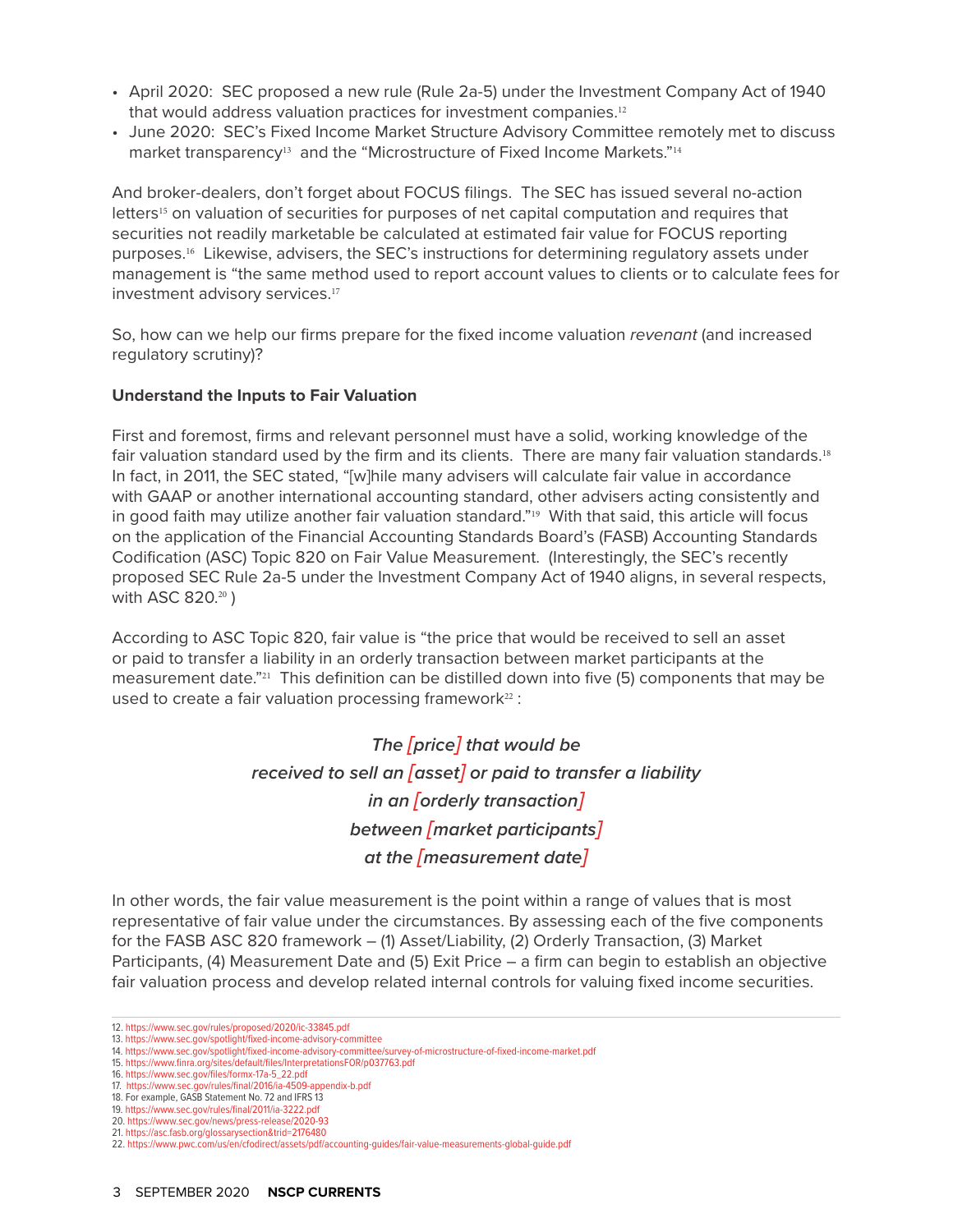- April 2020: SEC proposed a new rule (Rule 2a-5) under the Investment Company Act of 1940 that would address valuation practices for investment companies.[12]
- June 2020: SEC's Fixed Income Market Structure Advisory Committee remotely met to discuss market transparency[13] and the "Microstructure of Fixed Income Markets."[14]

And broker-dealers, don't forget about FOCUS filings. The SEC has issued several no-action letters[15] on valuation of securities for purposes of net capital computation and requires that securities not readily marketable be calculated at estimated fair value for FOCUS reporting purposes.[16] Likewise, advisers, the SEC's instructions for determining regulatory assets under management is "the same method used to report account values to clients or to calculate fees for investment advisory services.[17]

So, how can we help our firms prepare for the fixed income valuation *revenant* (and increased regulatory scrutiny)?

**Understand the Inputs to Fair Valuation**

First and foremost, firms and relevant personnel must have a solid, working knowledge of the fair valuation standard used by the firm and its clients. There are many fair valuation standards.[18] In fact, in 2011, the SEC stated, "[w]hile many advisers will calculate fair value in accordance with GAAP or another international accounting standard, other advisers acting consistently and in good faith may utilize another fair valuation standard."[19] With that said, this article will focus on the application of the Financial Accounting Standards Board's (FASB) Accounting Standards Codification (ASC) Topic 820 on Fair Value Measurement. (Interestingly, the SEC's recently proposed SEC Rule 2a-5 under the Investment Company Act of 1940 aligns, in several respects, with ASC 820.[20] )

According to ASC Topic 820, fair value is "the price that would be received to sell an asset or paid to transfer a liability in an orderly transaction between market participants at the measurement date."[21] This definition can be distilled down into five (5) components that may be used to create a fair valuation processing framework[22] :

*The [price] that would be*
*received to sell an [asset] or paid to transfer a liability*
*in an [orderly transaction]*
*between [market participants]*
*at the [measurement date]*

In other words, the fair value measurement is the point within a range of values that is most representative of fair value under the circumstances. By assessing each of the five components for the FASB ASC 820 framework – (1) Asset/Liability, (2) Orderly Transaction, (3) Market Participants, (4) Measurement Date and (5) Exit Price – a firm can begin to establish an objective fair valuation process and develop related internal controls for valuing fixed income securities.

---

12. https://www.sec.gov/rules/proposed/2020/ic-33845.pdf
13. https://www.sec.gov/spotlight/fixed-income-advisory-committee
14. https://www.sec.gov/spotlight/fixed-income-advisory-committee/survey-of-microstructure-of-fixed-income-market.pdf
15. https://www.finra.org/sites/default/files/InterpretationsFOR/p037763.pdf
16. https://www.sec.gov/files/formx-17a-5_22.pdf
17. https://www.sec.gov/rules/final/2016/ia-4509-appendix-b.pdf
18. For example, GASB Statement No. 72 and IFRS 13
19. https://www.sec.gov/rules/final/2011/ia-3222.pdf
20. https://www.sec.gov/news/press-release/2020-93
21. https://asc.fasb.org/glossarysection&trid=2176480
22. https://www.pwc.com/us/en/cfodirect/assets/pdf/accounting-guides/fair-value-measurements-global-guide.pdf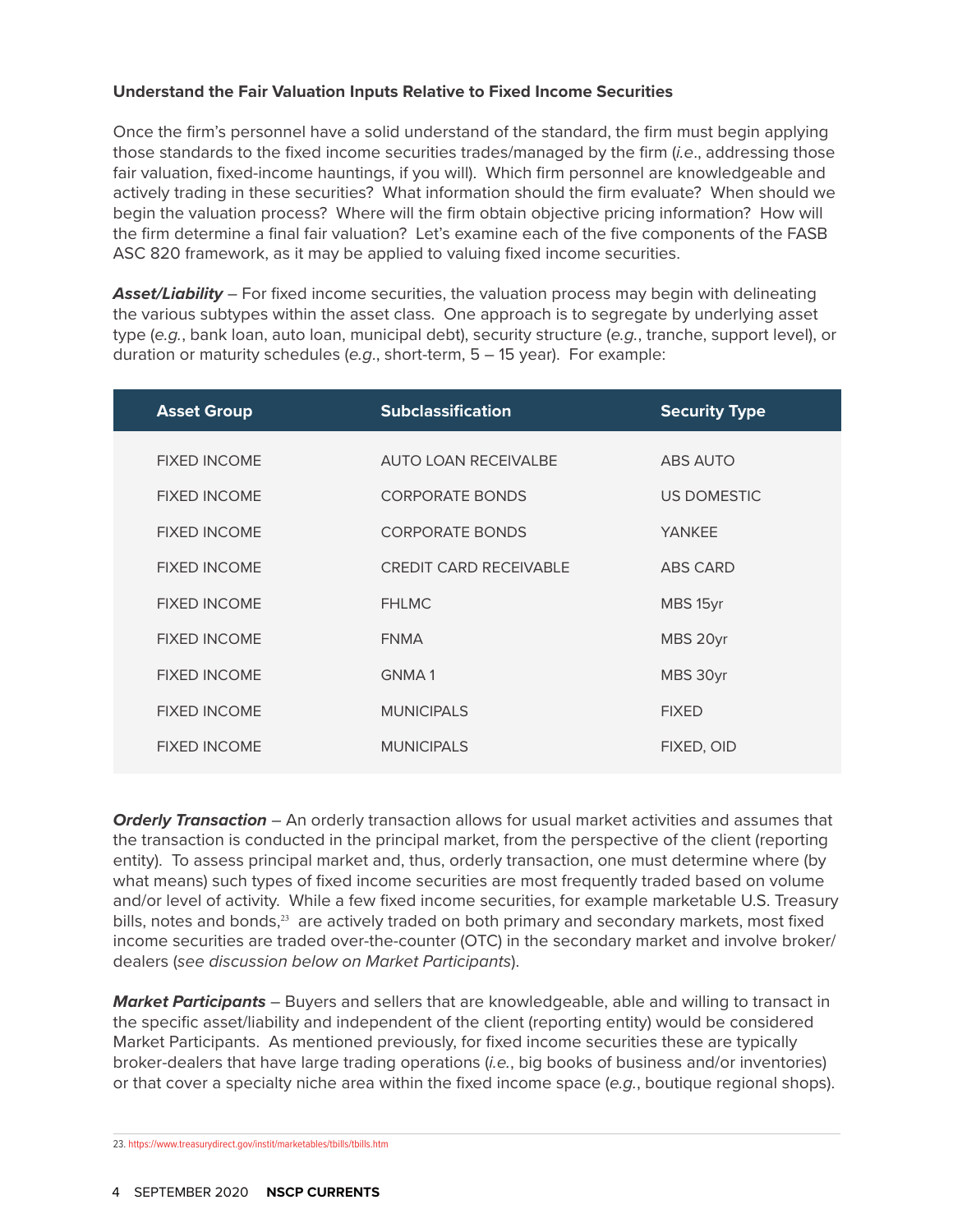**Understand the Fair Valuation Inputs Relative to Fixed Income Securities**

Once the firm's personnel have a solid understand of the standard, the firm must begin applying those standards to the fixed income securities trades/managed by the firm (*i.e*., addressing those fair valuation, fixed-income hauntings, if you will). Which firm personnel are knowledgeable and actively trading in these securities? What information should the firm evaluate? When should we begin the valuation process? Where will the firm obtain objective pricing information? How will the firm determine a final fair valuation? Let's examine each of the five components of the FASB ASC 820 framework, as it may be applied to valuing fixed income securities.

***Asset/Liability*** – For fixed income securities, the valuation process may begin with delineating the various subtypes within the asset class. One approach is to segregate by underlying asset type (*e.g.*, bank loan, auto loan, municipal debt), security structure (*e.g.*, tranche, support level), or duration or maturity schedules (*e.g*., short-term, 5 – 15 year). For example:

| Asset Group | Subclassification | Security Type |
|---|---|---|
| FIXED INCOME | AUTO LOAN RECEIVALBE | ABS AUTO |
| FIXED INCOME | CORPORATE BONDS | US DOMESTIC |
| FIXED INCOME | CORPORATE BONDS | YANKEE |
| FIXED INCOME | CREDIT CARD RECEIVABLE | ABS CARD |
| FIXED INCOME | FHLMC | MBS 15yr |
| FIXED INCOME | FNMA | MBS 20yr |
| FIXED INCOME | GNMA 1 | MBS 30yr |
| FIXED INCOME | MUNICIPALS | FIXED |
| FIXED INCOME | MUNICIPALS | FIXED, OID |

***Orderly Transaction*** – An orderly transaction allows for usual market activities and assumes that the transaction is conducted in the principal market, from the perspective of the client (reporting entity). To assess principal market and, thus, orderly transaction, one must determine where (by what means) such types of fixed income securities are most frequently traded based on volume and/or level of activity. While a few fixed income securities, for example marketable U.S. Treasury bills, notes and bonds,[23] are actively traded on both primary and secondary markets, most fixed income securities are traded over-the-counter (OTC) in the secondary market and involve broker/dealers (*see discussion below on Market Participants*).

***Market Participants*** – Buyers and sellers that are knowledgeable, able and willing to transact in the specific asset/liability and independent of the client (reporting entity) would be considered Market Participants. As mentioned previously, for fixed income securities these are typically broker-dealers that have large trading operations (*i.e.*, big books of business and/or inventories) or that cover a specialty niche area within the fixed income space (*e.g.*, boutique regional shops).

23. https://www.treasurydirect.gov/instit/marketables/tbills/tbills.htm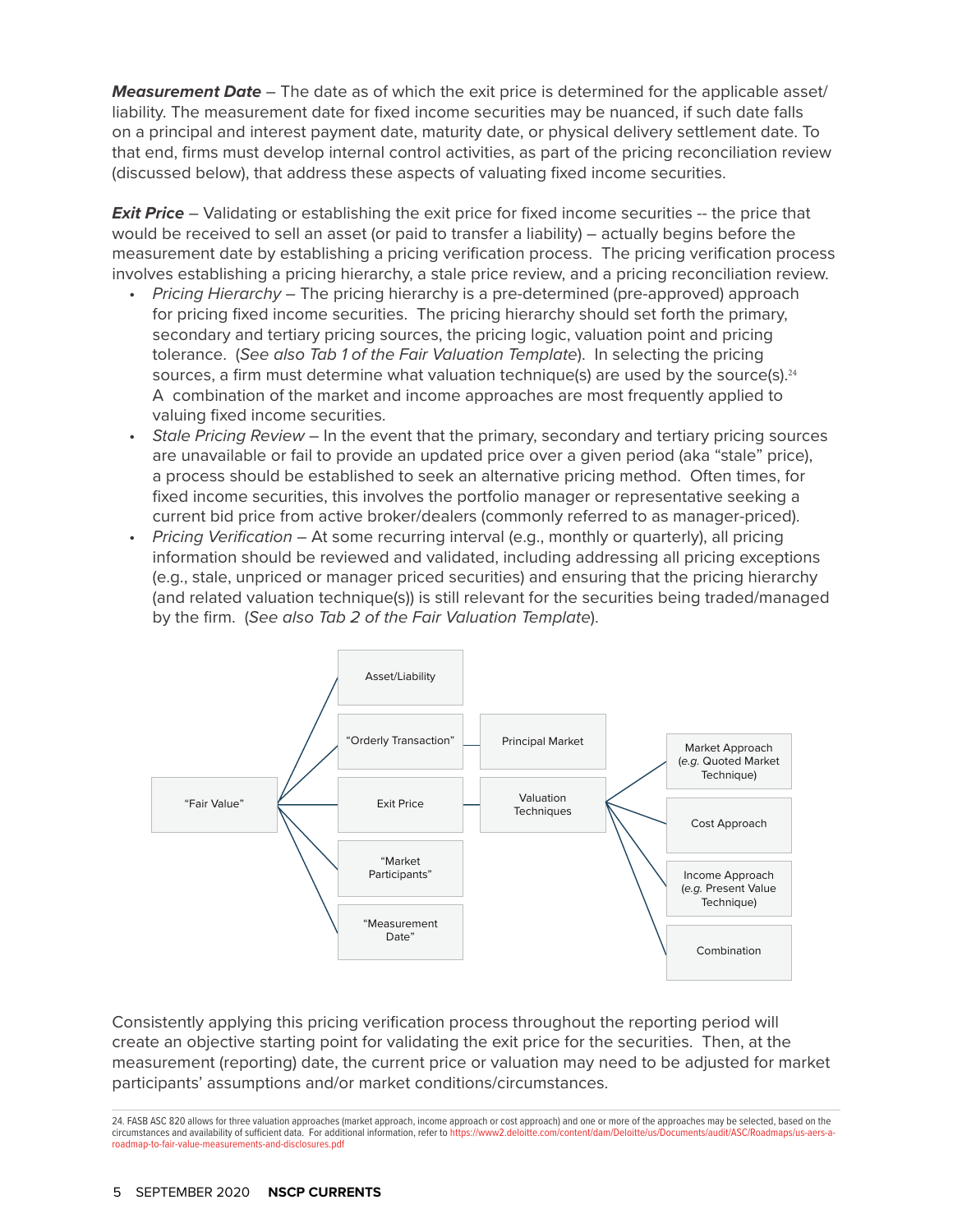***Measurement Date*** – The date as of which the exit price is determined for the applicable asset/liability. The measurement date for fixed income securities may be nuanced, if such date falls on a principal and interest payment date, maturity date, or physical delivery settlement date. To that end, firms must develop internal control activities, as part of the pricing reconciliation review (discussed below), that address these aspects of valuating fixed income securities.

***Exit Price*** – Validating or establishing the exit price for fixed income securities -- the price that would be received to sell an asset (or paid to transfer a liability) – actually begins before the measurement date by establishing a pricing verification process. The pricing verification process involves establishing a pricing hierarchy, a stale price review, and a pricing reconciliation review.

- *Pricing Hierarchy* – The pricing hierarchy is a pre-determined (pre-approved) approach for pricing fixed income securities. The pricing hierarchy should set forth the primary, secondary and tertiary pricing sources, the pricing logic, valuation point and pricing tolerance. (*See also Tab 1 of the Fair Valuation Template*). In selecting the pricing sources, a firm must determine what valuation technique(s) are used by the source(s).[24] A combination of the market and income approaches are most frequently applied to valuing fixed income securities.
- *Stale Pricing Review* – In the event that the primary, secondary and tertiary pricing sources are unavailable or fail to provide an updated price over a given period (aka "stale" price), a process should be established to seek an alternative pricing method. Often times, for fixed income securities, this involves the portfolio manager or representative seeking a current bid price from active broker/dealers (commonly referred to as manager-priced).
- *Pricing Verification* – At some recurring interval (e.g., monthly or quarterly), all pricing information should be reviewed and validated, including addressing all pricing exceptions (e.g., stale, unpriced or manager priced securities) and ensuring that the pricing hierarchy (and related valuation technique(s)) is still relevant for the securities being traded/managed by the firm. (*See also Tab 2 of the Fair Valuation Template*).

- "Fair Value"
  - Asset/Liability
  - "Orderly Transaction" — Principal Market
  - Exit Price — Valuation Techniques
    - Market Approach (*e.g.* Quoted Market Technique)
    - Cost Approach
    - Income Approach (*e.g.* Present Value Technique)
    - Combination
  - "Market Participants"
  - "Measurement Date"

Consistently applying this pricing verification process throughout the reporting period will create an objective starting point for validating the exit price for the securities. Then, at the measurement (reporting) date, the current price or valuation may need to be adjusted for market participants' assumptions and/or market conditions/circumstances.

24. FASB ASC 820 allows for three valuation approaches (market approach, income approach or cost approach) and one or more of the approaches may be selected, based on the circumstances and availability of sufficient data. For additional information, refer to https://www2.deloitte.com/content/dam/Deloitte/us/Documents/audit/ASC/Roadmaps/us-aers-a-roadmap-to-fair-value-measurements-and-disclosures.pdf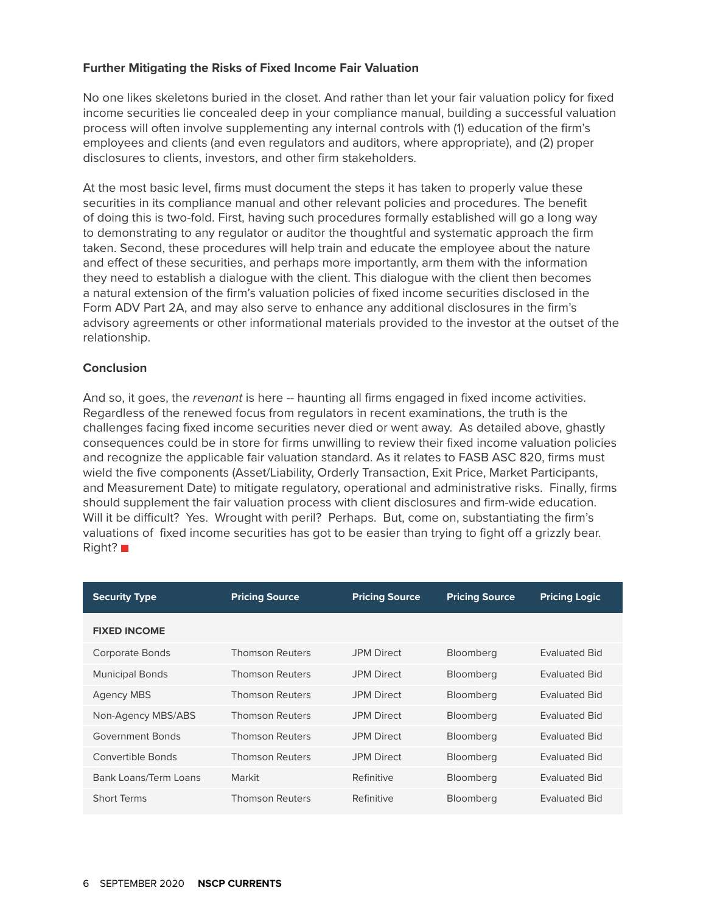### Further Mitigating the Risks of Fixed Income Fair Valuation

No one likes skeletons buried in the closet. And rather than let your fair valuation policy for fixed income securities lie concealed deep in your compliance manual, building a successful valuation process will often involve supplementing any internal controls with (1) education of the firm's employees and clients (and even regulators and auditors, where appropriate), and (2) proper disclosures to clients, investors, and other firm stakeholders.

At the most basic level, firms must document the steps it has taken to properly value these securities in its compliance manual and other relevant policies and procedures. The benefit of doing this is two-fold. First, having such procedures formally established will go a long way to demonstrating to any regulator or auditor the thoughtful and systematic approach the firm taken. Second, these procedures will help train and educate the employee about the nature and effect of these securities, and perhaps more importantly, arm them with the information they need to establish a dialogue with the client. This dialogue with the client then becomes a natural extension of the firm's valuation policies of fixed income securities disclosed in the Form ADV Part 2A, and may also serve to enhance any additional disclosures in the firm's advisory agreements or other informational materials provided to the investor at the outset of the relationship.

### Conclusion

And so, it goes, the *revenant* is here -- haunting all firms engaged in fixed income activities. Regardless of the renewed focus from regulators in recent examinations, the truth is the challenges facing fixed income securities never died or went away. As detailed above, ghastly consequences could be in store for firms unwilling to review their fixed income valuation policies and recognize the applicable fair valuation standard. As it relates to FASB ASC 820, firms must wield the five components (Asset/Liability, Orderly Transaction, Exit Price, Market Participants, and Measurement Date) to mitigate regulatory, operational and administrative risks. Finally, firms should supplement the fair valuation process with client disclosures and firm-wide education. Will it be difficult? Yes. Wrought with peril? Perhaps. But, come on, substantiating the firm's valuations of fixed income securities has got to be easier than trying to fight off a grizzly bear. Right?

| Security Type | Pricing Source | Pricing Source | Pricing Source | Pricing Logic |
|---|---|---|---|---|
| **FIXED INCOME** | | | | |
| Corporate Bonds | Thomson Reuters | JPM Direct | Bloomberg | Evaluated Bid |
| Municipal Bonds | Thomson Reuters | JPM Direct | Bloomberg | Evaluated Bid |
| Agency MBS | Thomson Reuters | JPM Direct | Bloomberg | Evaluated Bid |
| Non-Agency MBS/ABS | Thomson Reuters | JPM Direct | Bloomberg | Evaluated Bid |
| Government Bonds | Thomson Reuters | JPM Direct | Bloomberg | Evaluated Bid |
| Convertible Bonds | Thomson Reuters | JPM Direct | Bloomberg | Evaluated Bid |
| Bank Loans/Term Loans | Markit | Refinitive | Bloomberg | Evaluated Bid |
| Short Terms | Thomson Reuters | Refinitive | Bloomberg | Evaluated Bid |